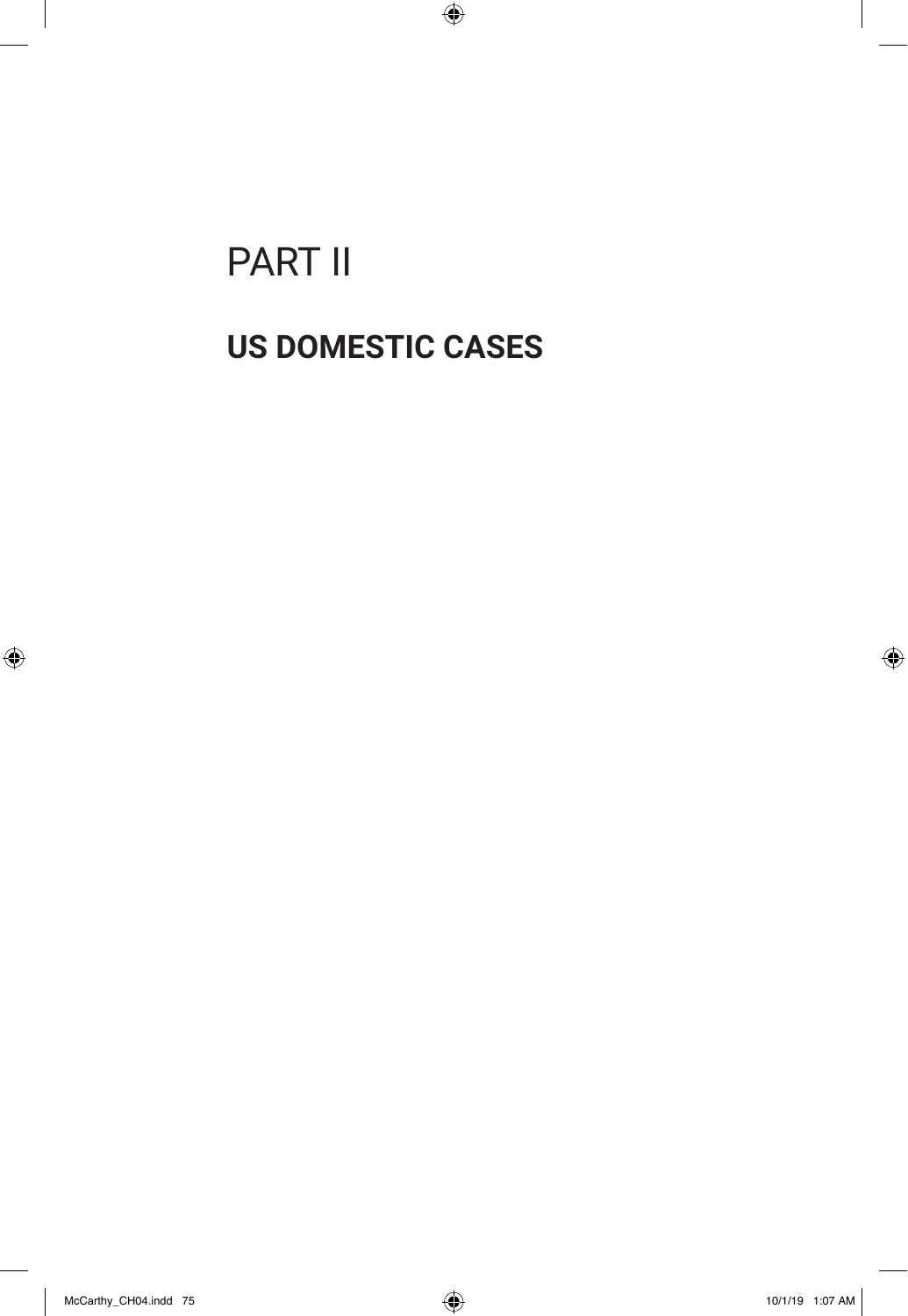# PART II

## US DOMESTIC CASES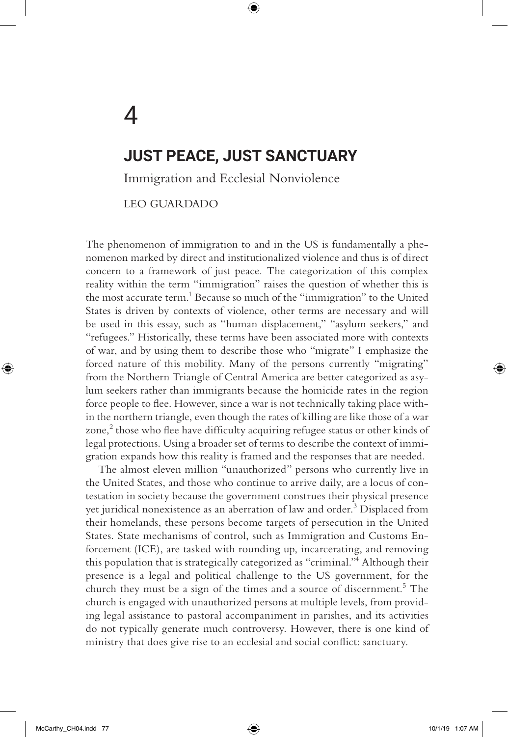# 4

## JUST PEACE, JUST SANCTUARY

Immigration and Ecclesial Nonviolence

LEO GUARDADO

The phenomenon of immigration to and in the US is fundamentally a phenomenon marked by direct and institutionalized violence and thus is of direct concern to a framework of just peace. The categorization of this complex reality within the term "immigration" raises the question of whether this is the most accurate term.[1] Because so much of the "immigration" to the United States is driven by contexts of violence, other terms are necessary and will be used in this essay, such as "human displacement," "asylum seekers," and "refugees." Historically, these terms have been associated more with contexts of war, and by using them to describe those who "migrate" I emphasize the forced nature of this mobility. Many of the persons currently "migrating" from the Northern Triangle of Central America are better categorized as asylum seekers rather than immigrants because the homicide rates in the region force people to flee. However, since a war is not technically taking place within the northern triangle, even though the rates of killing are like those of a war zone,[2] those who flee have difficulty acquiring refugee status or other kinds of legal protections. Using a broader set of terms to describe the context of immigration expands how this reality is framed and the responses that are needed.

The almost eleven million "unauthorized" persons who currently live in the United States, and those who continue to arrive daily, are a locus of contestation in society because the government construes their physical presence yet juridical nonexistence as an aberration of law and order.[3] Displaced from their homelands, these persons become targets of persecution in the United States. State mechanisms of control, such as Immigration and Customs Enforcement (ICE), are tasked with rounding up, incarcerating, and removing this population that is strategically categorized as "criminal."[4] Although their presence is a legal and political challenge to the US government, for the church they must be a sign of the times and a source of discernment.[5] The church is engaged with unauthorized persons at multiple levels, from providing legal assistance to pastoral accompaniment in parishes, and its activities do not typically generate much controversy. However, there is one kind of ministry that does give rise to an ecclesial and social conflict: sanctuary.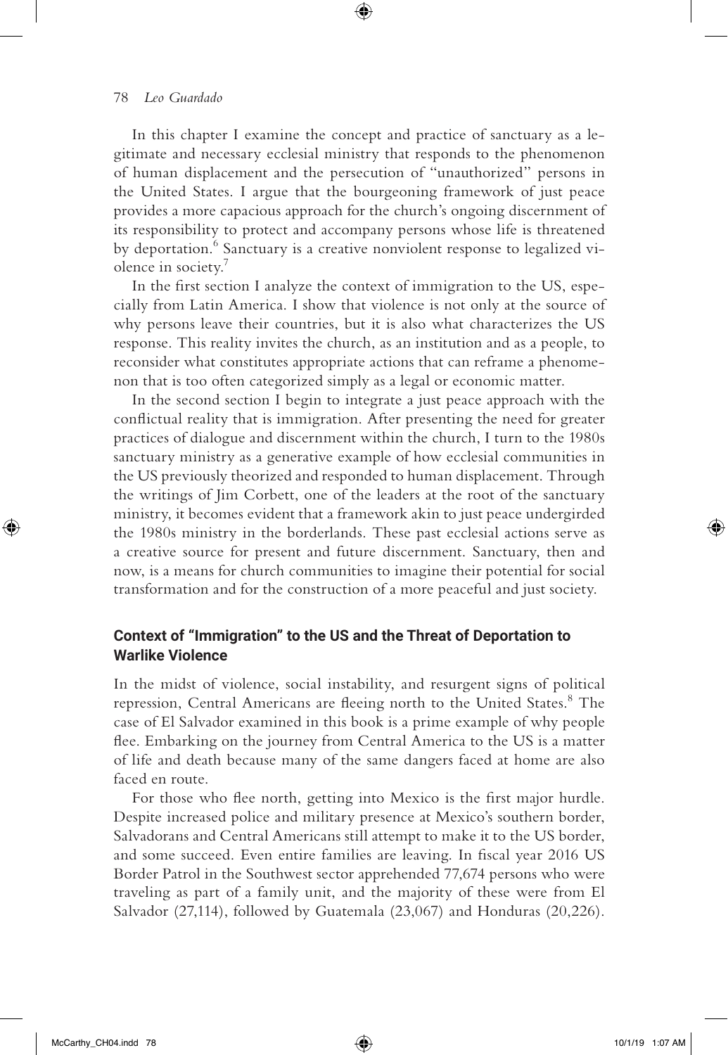In this chapter I examine the concept and practice of sanctuary as a legitimate and necessary ecclesial ministry that responds to the phenomenon of human displacement and the persecution of "unauthorized" persons in the United States. I argue that the bourgeoning framework of just peace provides a more capacious approach for the church's ongoing discernment of its responsibility to protect and accompany persons whose life is threatened by deportation.[6] Sanctuary is a creative nonviolent response to legalized violence in society.[7]

In the first section I analyze the context of immigration to the US, especially from Latin America. I show that violence is not only at the source of why persons leave their countries, but it is also what characterizes the US response. This reality invites the church, as an institution and as a people, to reconsider what constitutes appropriate actions that can reframe a phenomenon that is too often categorized simply as a legal or economic matter.

In the second section I begin to integrate a just peace approach with the conflictual reality that is immigration. After presenting the need for greater practices of dialogue and discernment within the church, I turn to the 1980s sanctuary ministry as a generative example of how ecclesial communities in the US previously theorized and responded to human displacement. Through the writings of Jim Corbett, one of the leaders at the root of the sanctuary ministry, it becomes evident that a framework akin to just peace undergirded the 1980s ministry in the borderlands. These past ecclesial actions serve as a creative source for present and future discernment. Sanctuary, then and now, is a means for church communities to imagine their potential for social transformation and for the construction of a more peaceful and just society.

## Context of "Immigration" to the US and the Threat of Deportation to Warlike Violence

In the midst of violence, social instability, and resurgent signs of political repression, Central Americans are fleeing north to the United States.[8] The case of El Salvador examined in this book is a prime example of why people flee. Embarking on the journey from Central America to the US is a matter of life and death because many of the same dangers faced at home are also faced en route.

For those who flee north, getting into Mexico is the first major hurdle. Despite increased police and military presence at Mexico's southern border, Salvadorans and Central Americans still attempt to make it to the US border, and some succeed. Even entire families are leaving. In fiscal year 2016 US Border Patrol in the Southwest sector apprehended 77,674 persons who were traveling as part of a family unit, and the majority of these were from El Salvador (27,114), followed by Guatemala (23,067) and Honduras (20,226).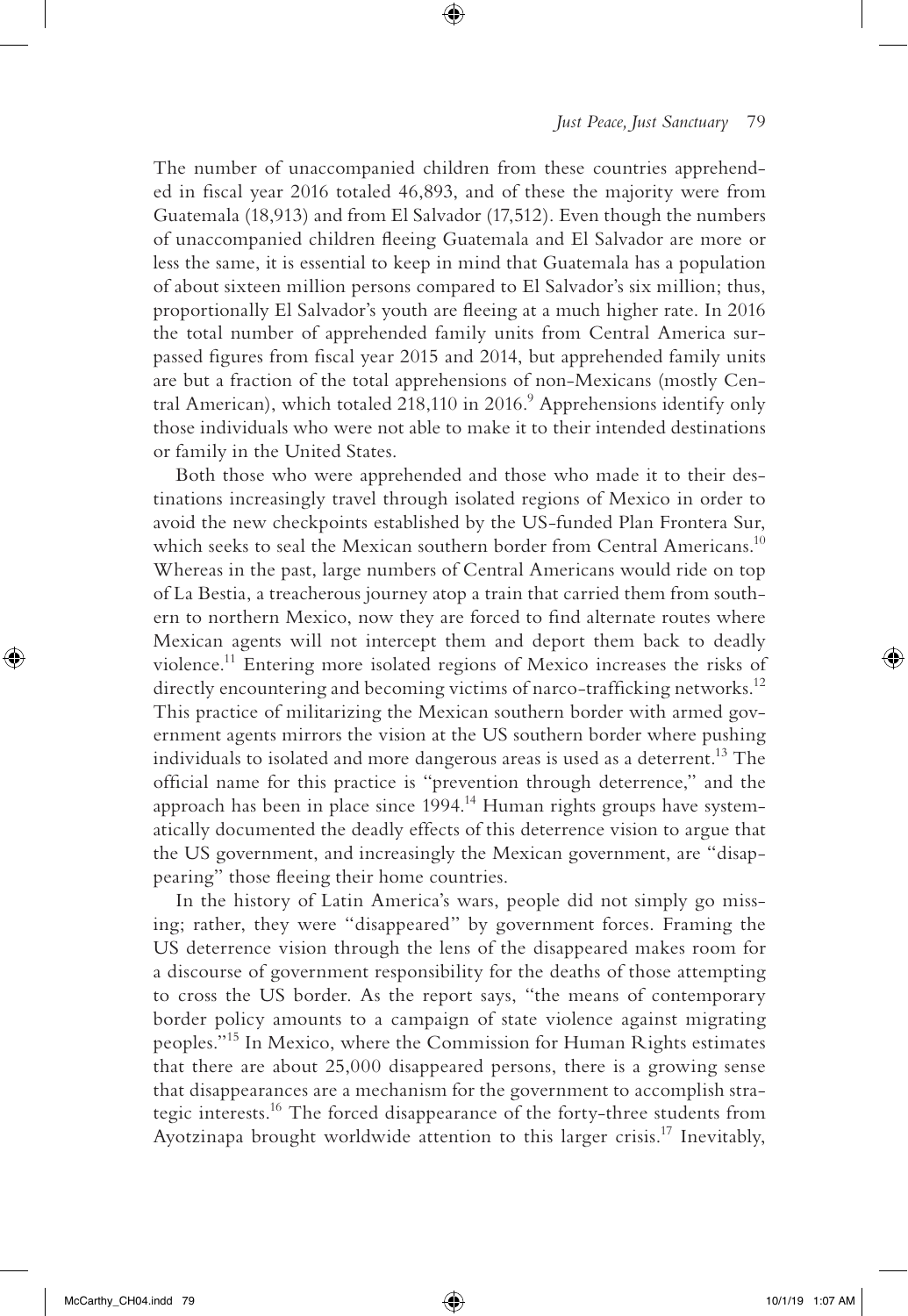The number of unaccompanied children from these countries apprehended in fiscal year 2016 totaled 46,893, and of these the majority were from Guatemala (18,913) and from El Salvador (17,512). Even though the numbers of unaccompanied children fleeing Guatemala and El Salvador are more or less the same, it is essential to keep in mind that Guatemala has a population of about sixteen million persons compared to El Salvador's six million; thus, proportionally El Salvador's youth are fleeing at a much higher rate. In 2016 the total number of apprehended family units from Central America surpassed figures from fiscal year 2015 and 2014, but apprehended family units are but a fraction of the total apprehensions of non-Mexicans (mostly Central American), which totaled 218,110 in 2016.[9] Apprehensions identify only those individuals who were not able to make it to their intended destinations or family in the United States.

Both those who were apprehended and those who made it to their destinations increasingly travel through isolated regions of Mexico in order to avoid the new checkpoints established by the US-funded Plan Frontera Sur, which seeks to seal the Mexican southern border from Central Americans.[10] Whereas in the past, large numbers of Central Americans would ride on top of La Bestia, a treacherous journey atop a train that carried them from southern to northern Mexico, now they are forced to find alternate routes where Mexican agents will not intercept them and deport them back to deadly violence.[11] Entering more isolated regions of Mexico increases the risks of directly encountering and becoming victims of narco-trafficking networks.[12] This practice of militarizing the Mexican southern border with armed government agents mirrors the vision at the US southern border where pushing individuals to isolated and more dangerous areas is used as a deterrent.[13] The official name for this practice is "prevention through deterrence," and the approach has been in place since 1994.[14] Human rights groups have systematically documented the deadly effects of this deterrence vision to argue that the US government, and increasingly the Mexican government, are "disappearing" those fleeing their home countries.

In the history of Latin America's wars, people did not simply go missing; rather, they were "disappeared" by government forces. Framing the US deterrence vision through the lens of the disappeared makes room for a discourse of government responsibility for the deaths of those attempting to cross the US border. As the report says, "the means of contemporary border policy amounts to a campaign of state violence against migrating peoples."[15] In Mexico, where the Commission for Human Rights estimates that there are about 25,000 disappeared persons, there is a growing sense that disappearances are a mechanism for the government to accomplish strategic interests.[16] The forced disappearance of the forty-three students from Ayotzinapa brought worldwide attention to this larger crisis.[17] Inevitably,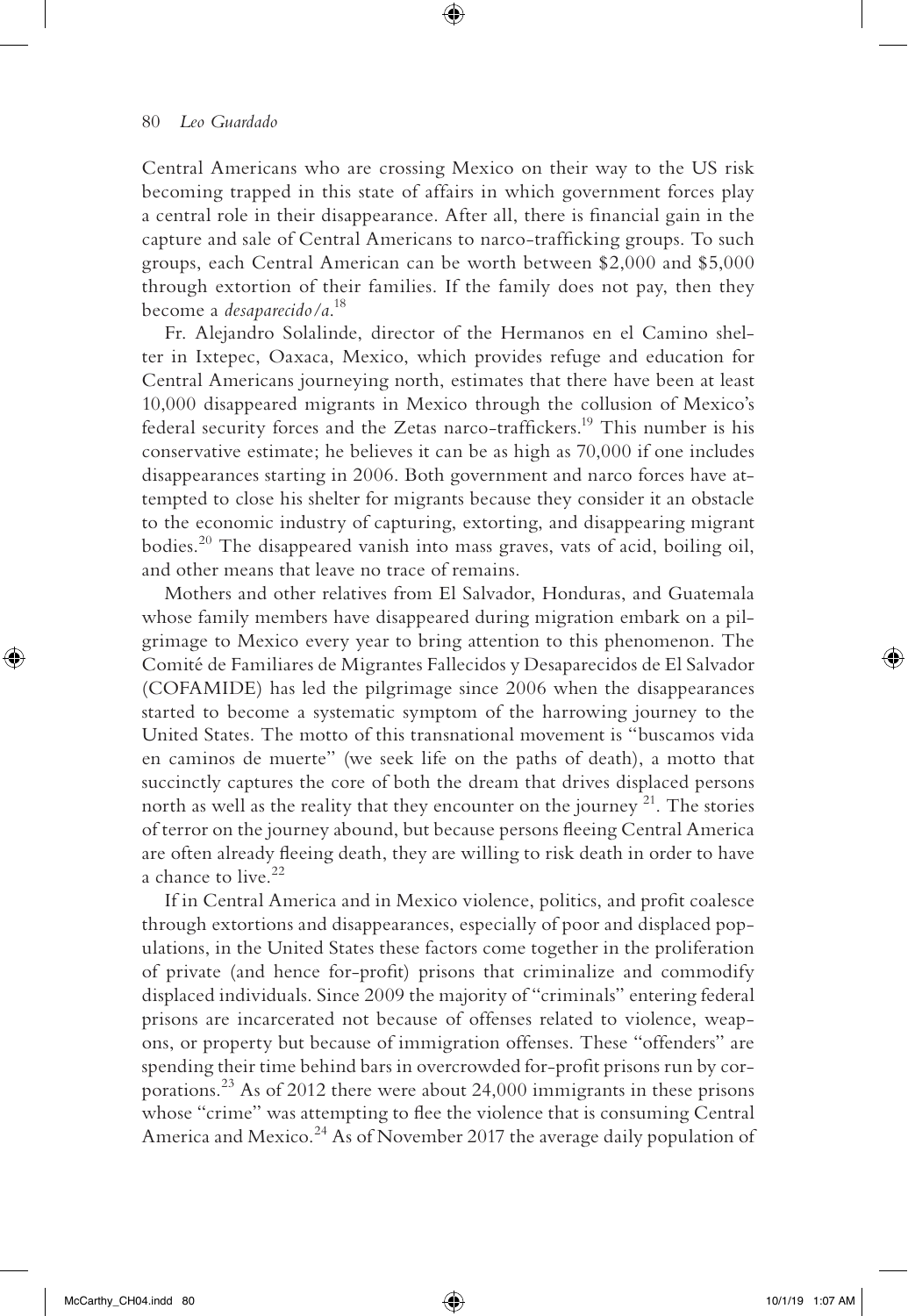Central Americans who are crossing Mexico on their way to the US risk becoming trapped in this state of affairs in which government forces play a central role in their disappearance. After all, there is financial gain in the capture and sale of Central Americans to narco-trafficking groups. To such groups, each Central American can be worth between $2,000 and $5,000 through extortion of their families. If the family does not pay, then they become a *desaparecido/a*.[18]

Fr. Alejandro Solalinde, director of the Hermanos en el Camino shelter in Ixtepec, Oaxaca, Mexico, which provides refuge and education for Central Americans journeying north, estimates that there have been at least 10,000 disappeared migrants in Mexico through the collusion of Mexico's federal security forces and the Zetas narco-traffickers.[19] This number is his conservative estimate; he believes it can be as high as 70,000 if one includes disappearances starting in 2006. Both government and narco forces have attempted to close his shelter for migrants because they consider it an obstacle to the economic industry of capturing, extorting, and disappearing migrant bodies.[20] The disappeared vanish into mass graves, vats of acid, boiling oil, and other means that leave no trace of remains.

Mothers and other relatives from El Salvador, Honduras, and Guatemala whose family members have disappeared during migration embark on a pilgrimage to Mexico every year to bring attention to this phenomenon. The Comité de Familiares de Migrantes Fallecidos y Desaparecidos de El Salvador (COFAMIDE) has led the pilgrimage since 2006 when the disappearances started to become a systematic symptom of the harrowing journey to the United States. The motto of this transnational movement is "buscamos vida en caminos de muerte" (we seek life on the paths of death), a motto that succinctly captures the core of both the dream that drives displaced persons north as well as the reality that they encounter on the journey [21]. The stories of terror on the journey abound, but because persons fleeing Central America are often already fleeing death, they are willing to risk death in order to have a chance to live.[22]

If in Central America and in Mexico violence, politics, and profit coalesce through extortions and disappearances, especially of poor and displaced populations, in the United States these factors come together in the proliferation of private (and hence for-profit) prisons that criminalize and commodify displaced individuals. Since 2009 the majority of "criminals" entering federal prisons are incarcerated not because of offenses related to violence, weapons, or property but because of immigration offenses. These "offenders" are spending their time behind bars in overcrowded for-profit prisons run by corporations.[23] As of 2012 there were about 24,000 immigrants in these prisons whose "crime" was attempting to flee the violence that is consuming Central America and Mexico.[24] As of November 2017 the average daily population of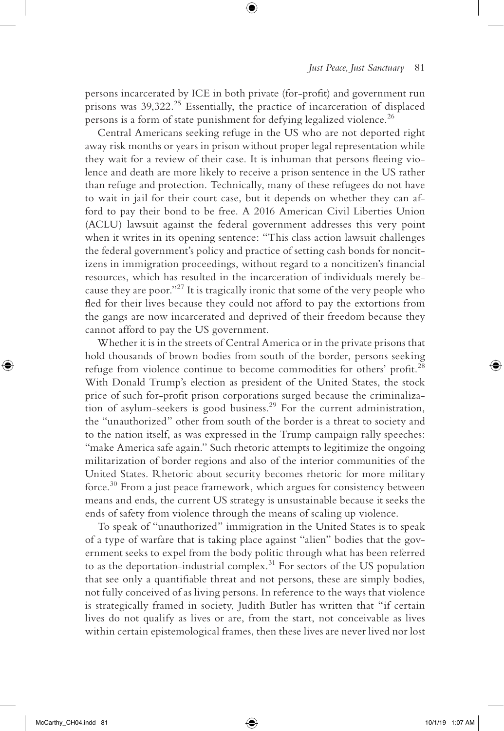persons incarcerated by ICE in both private (for-profit) and government run prisons was 39,322.[25] Essentially, the practice of incarceration of displaced persons is a form of state punishment for defying legalized violence.[26]

Central Americans seeking refuge in the US who are not deported right away risk months or years in prison without proper legal representation while they wait for a review of their case. It is inhuman that persons fleeing violence and death are more likely to receive a prison sentence in the US rather than refuge and protection. Technically, many of these refugees do not have to wait in jail for their court case, but it depends on whether they can afford to pay their bond to be free. A 2016 American Civil Liberties Union (ACLU) lawsuit against the federal government addresses this very point when it writes in its opening sentence: "This class action lawsuit challenges the federal government's policy and practice of setting cash bonds for noncitizens in immigration proceedings, without regard to a noncitizen's financial resources, which has resulted in the incarceration of individuals merely because they are poor."[27] It is tragically ironic that some of the very people who fled for their lives because they could not afford to pay the extortions from the gangs are now incarcerated and deprived of their freedom because they cannot afford to pay the US government.

Whether it is in the streets of Central America or in the private prisons that hold thousands of brown bodies from south of the border, persons seeking refuge from violence continue to become commodities for others' profit.[28] With Donald Trump's election as president of the United States, the stock price of such for-profit prison corporations surged because the criminalization of asylum-seekers is good business.[29] For the current administration, the "unauthorized" other from south of the border is a threat to society and to the nation itself, as was expressed in the Trump campaign rally speeches: "make America safe again." Such rhetoric attempts to legitimize the ongoing militarization of border regions and also of the interior communities of the United States. Rhetoric about security becomes rhetoric for more military force.[30] From a just peace framework, which argues for consistency between means and ends, the current US strategy is unsustainable because it seeks the ends of safety from violence through the means of scaling up violence.

To speak of "unauthorized" immigration in the United States is to speak of a type of warfare that is taking place against "alien" bodies that the government seeks to expel from the body politic through what has been referred to as the deportation-industrial complex.[31] For sectors of the US population that see only a quantifiable threat and not persons, these are simply bodies, not fully conceived of as living persons. In reference to the ways that violence is strategically framed in society, Judith Butler has written that "if certain lives do not qualify as lives or are, from the start, not conceivable as lives within certain epistemological frames, then these lives are never lived nor lost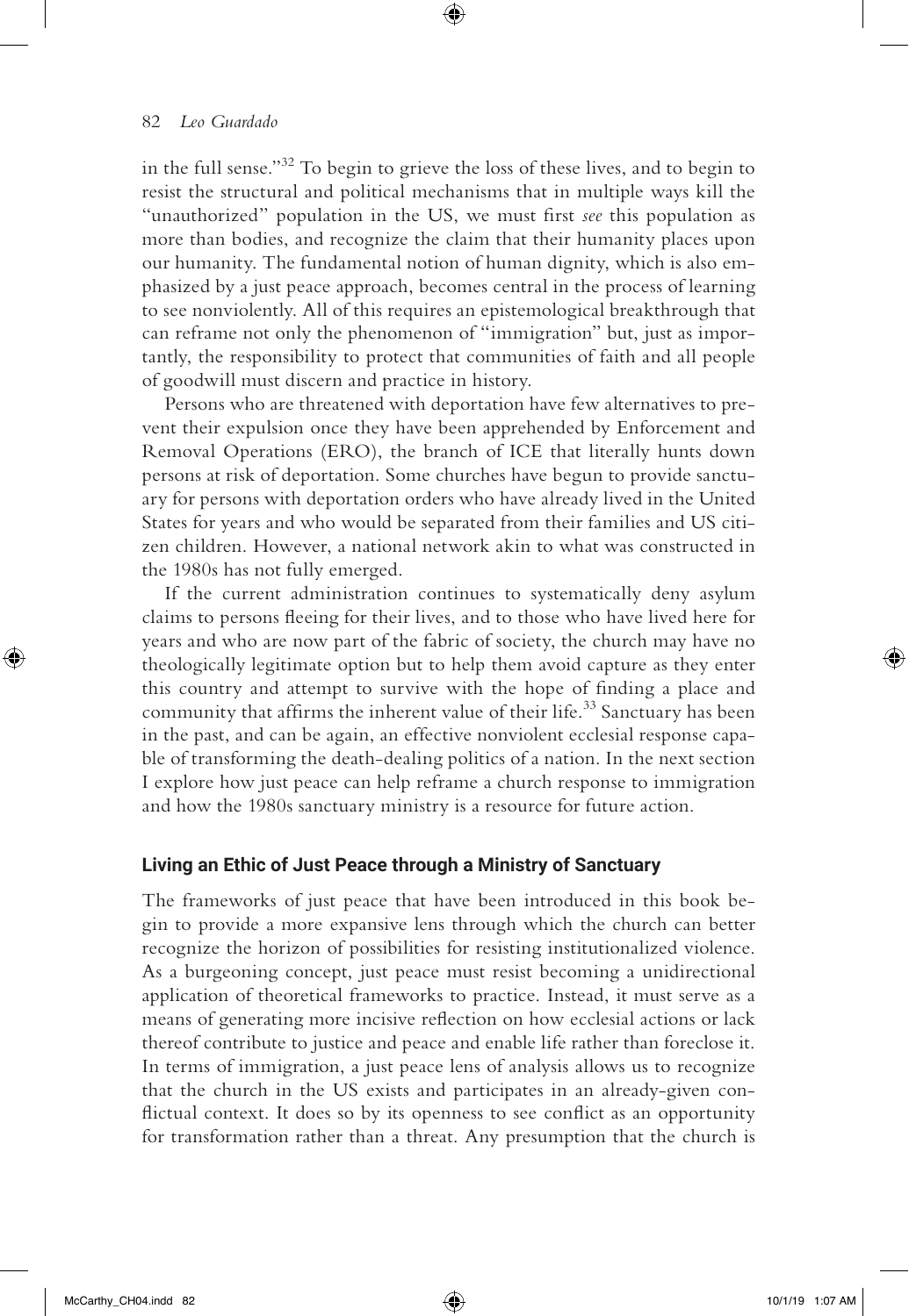in the full sense."[32] To begin to grieve the loss of these lives, and to begin to resist the structural and political mechanisms that in multiple ways kill the "unauthorized" population in the US, we must first *see* this population as more than bodies, and recognize the claim that their humanity places upon our humanity. The fundamental notion of human dignity, which is also emphasized by a just peace approach, becomes central in the process of learning to see nonviolently. All of this requires an epistemological breakthrough that can reframe not only the phenomenon of "immigration" but, just as importantly, the responsibility to protect that communities of faith and all people of goodwill must discern and practice in history.

Persons who are threatened with deportation have few alternatives to prevent their expulsion once they have been apprehended by Enforcement and Removal Operations (ERO), the branch of ICE that literally hunts down persons at risk of deportation. Some churches have begun to provide sanctuary for persons with deportation orders who have already lived in the United States for years and who would be separated from their families and US citizen children. However, a national network akin to what was constructed in the 1980s has not fully emerged.

If the current administration continues to systematically deny asylum claims to persons fleeing for their lives, and to those who have lived here for years and who are now part of the fabric of society, the church may have no theologically legitimate option but to help them avoid capture as they enter this country and attempt to survive with the hope of finding a place and community that affirms the inherent value of their life.[33] Sanctuary has been in the past, and can be again, an effective nonviolent ecclesial response capable of transforming the death-dealing politics of a nation. In the next section I explore how just peace can help reframe a church response to immigration and how the 1980s sanctuary ministry is a resource for future action.

## Living an Ethic of Just Peace through a Ministry of Sanctuary

The frameworks of just peace that have been introduced in this book begin to provide a more expansive lens through which the church can better recognize the horizon of possibilities for resisting institutionalized violence. As a burgeoning concept, just peace must resist becoming a unidirectional application of theoretical frameworks to practice. Instead, it must serve as a means of generating more incisive reflection on how ecclesial actions or lack thereof contribute to justice and peace and enable life rather than foreclose it. In terms of immigration, a just peace lens of analysis allows us to recognize that the church in the US exists and participates in an already-given conflictual context. It does so by its openness to see conflict as an opportunity for transformation rather than a threat. Any presumption that the church is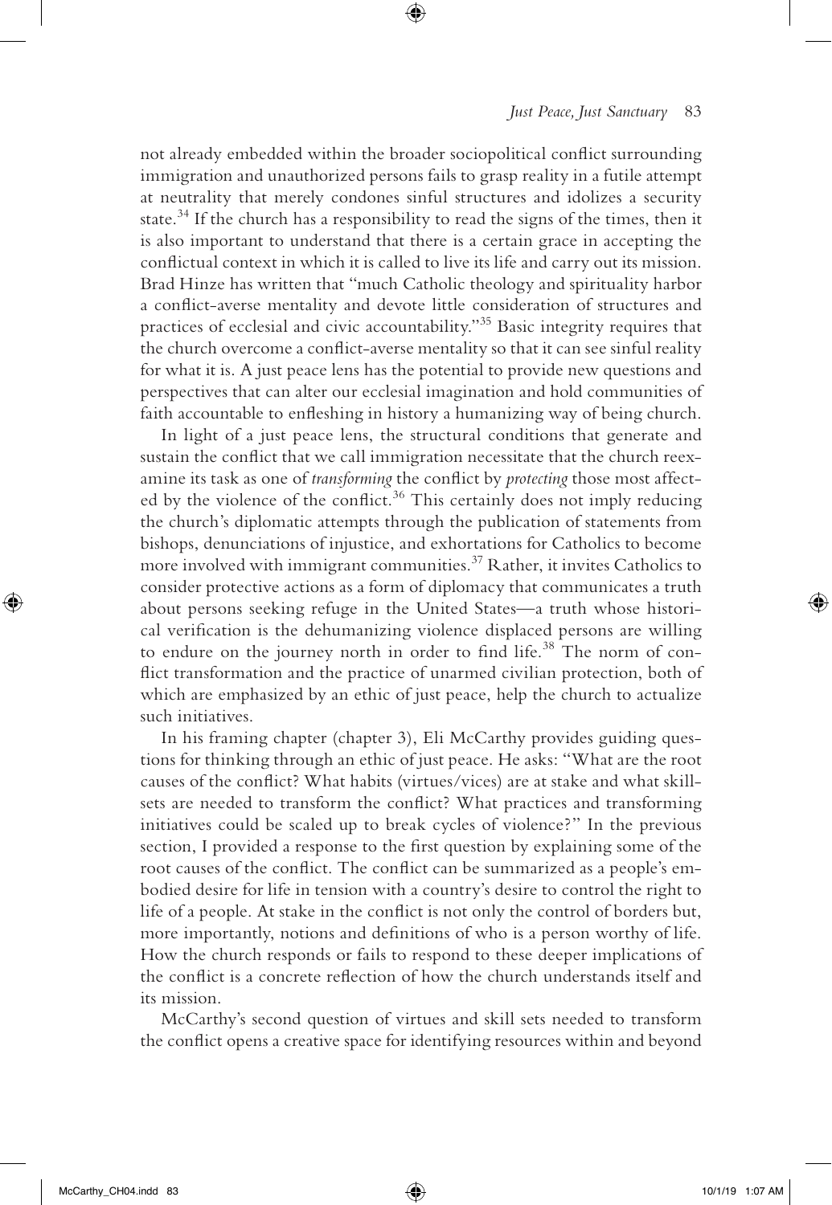not already embedded within the broader sociopolitical conflict surrounding immigration and unauthorized persons fails to grasp reality in a futile attempt at neutrality that merely condones sinful structures and idolizes a security state.[34] If the church has a responsibility to read the signs of the times, then it is also important to understand that there is a certain grace in accepting the conflictual context in which it is called to live its life and carry out its mission. Brad Hinze has written that "much Catholic theology and spirituality harbor a conflict-averse mentality and devote little consideration of structures and practices of ecclesial and civic accountability."[35] Basic integrity requires that the church overcome a conflict-averse mentality so that it can see sinful reality for what it is. A just peace lens has the potential to provide new questions and perspectives that can alter our ecclesial imagination and hold communities of faith accountable to enfleshing in history a humanizing way of being church.

In light of a just peace lens, the structural conditions that generate and sustain the conflict that we call immigration necessitate that the church reexamine its task as one of *transforming* the conflict by *protecting* those most affected by the violence of the conflict.[36] This certainly does not imply reducing the church's diplomatic attempts through the publication of statements from bishops, denunciations of injustice, and exhortations for Catholics to become more involved with immigrant communities.[37] Rather, it invites Catholics to consider protective actions as a form of diplomacy that communicates a truth about persons seeking refuge in the United States—a truth whose historical verification is the dehumanizing violence displaced persons are willing to endure on the journey north in order to find life.[38] The norm of conflict transformation and the practice of unarmed civilian protection, both of which are emphasized by an ethic of just peace, help the church to actualize such initiatives.

In his framing chapter (chapter 3), Eli McCarthy provides guiding questions for thinking through an ethic of just peace. He asks: "What are the root causes of the conflict? What habits (virtues/vices) are at stake and what skill-sets are needed to transform the conflict? What practices and transforming initiatives could be scaled up to break cycles of violence?" In the previous section, I provided a response to the first question by explaining some of the root causes of the conflict. The conflict can be summarized as a people's embodied desire for life in tension with a country's desire to control the right to life of a people. At stake in the conflict is not only the control of borders but, more importantly, notions and definitions of who is a person worthy of life. How the church responds or fails to respond to these deeper implications of the conflict is a concrete reflection of how the church understands itself and its mission.

McCarthy's second question of virtues and skill sets needed to transform the conflict opens a creative space for identifying resources within and beyond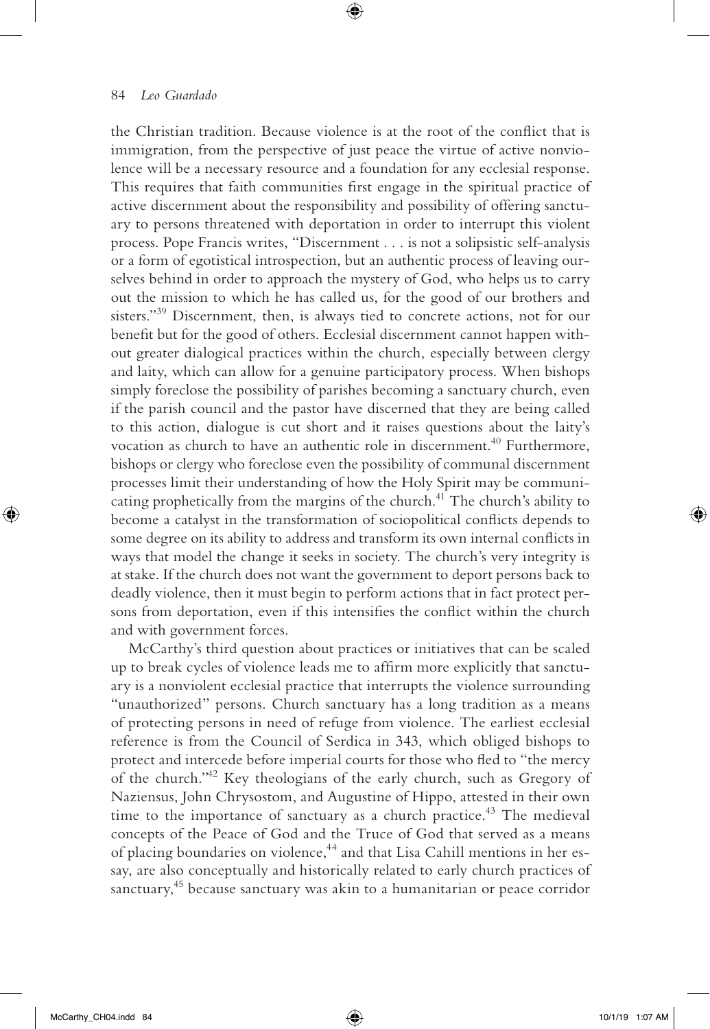the Christian tradition. Because violence is at the root of the conflict that is immigration, from the perspective of just peace the virtue of active nonviolence will be a necessary resource and a foundation for any ecclesial response. This requires that faith communities first engage in the spiritual practice of active discernment about the responsibility and possibility of offering sanctuary to persons threatened with deportation in order to interrupt this violent process. Pope Francis writes, "Discernment . . . is not a solipsistic self-analysis or a form of egotistical introspection, but an authentic process of leaving ourselves behind in order to approach the mystery of God, who helps us to carry out the mission to which he has called us, for the good of our brothers and sisters."[39] Discernment, then, is always tied to concrete actions, not for our benefit but for the good of others. Ecclesial discernment cannot happen without greater dialogical practices within the church, especially between clergy and laity, which can allow for a genuine participatory process. When bishops simply foreclose the possibility of parishes becoming a sanctuary church, even if the parish council and the pastor have discerned that they are being called to this action, dialogue is cut short and it raises questions about the laity's vocation as church to have an authentic role in discernment.[40] Furthermore, bishops or clergy who foreclose even the possibility of communal discernment processes limit their understanding of how the Holy Spirit may be communicating prophetically from the margins of the church.[41] The church's ability to become a catalyst in the transformation of sociopolitical conflicts depends to some degree on its ability to address and transform its own internal conflicts in ways that model the change it seeks in society. The church's very integrity is at stake. If the church does not want the government to deport persons back to deadly violence, then it must begin to perform actions that in fact protect persons from deportation, even if this intensifies the conflict within the church and with government forces.

McCarthy's third question about practices or initiatives that can be scaled up to break cycles of violence leads me to affirm more explicitly that sanctuary is a nonviolent ecclesial practice that interrupts the violence surrounding "unauthorized" persons. Church sanctuary has a long tradition as a means of protecting persons in need of refuge from violence. The earliest ecclesial reference is from the Council of Serdica in 343, which obliged bishops to protect and intercede before imperial courts for those who fled to "the mercy of the church."[42] Key theologians of the early church, such as Gregory of Naziensus, John Chrysostom, and Augustine of Hippo, attested in their own time to the importance of sanctuary as a church practice.[43] The medieval concepts of the Peace of God and the Truce of God that served as a means of placing boundaries on violence,[44] and that Lisa Cahill mentions in her essay, are also conceptually and historically related to early church practices of sanctuary,[45] because sanctuary was akin to a humanitarian or peace corridor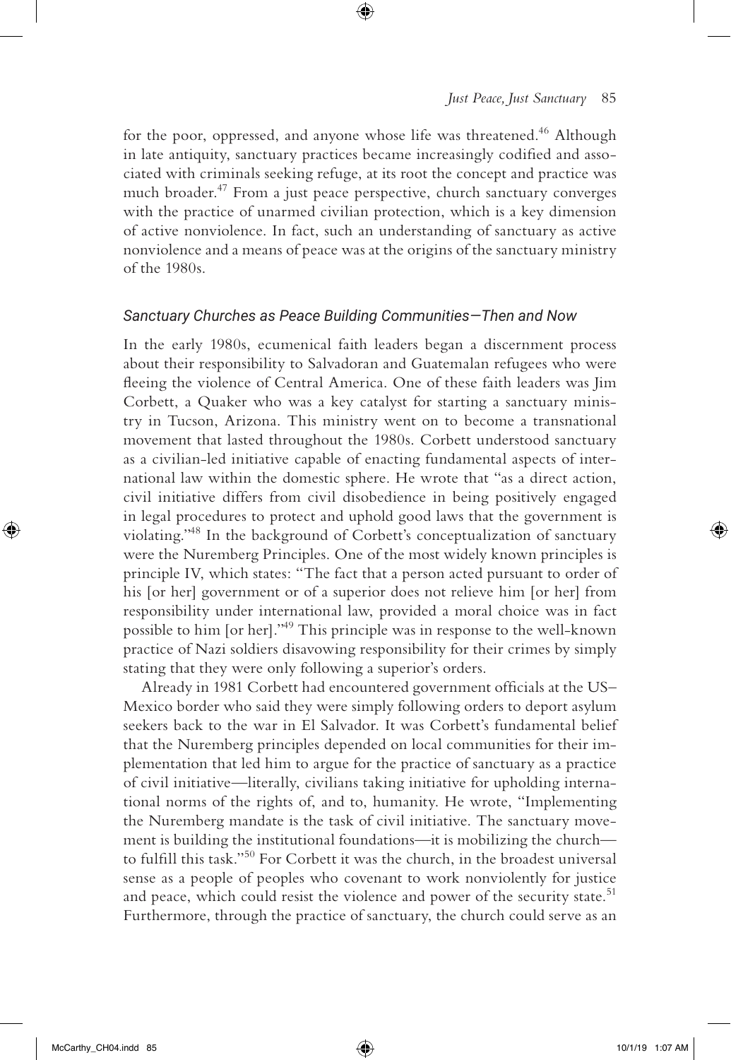for the poor, oppressed, and anyone whose life was threatened.[46] Although in late antiquity, sanctuary practices became increasingly codified and associated with criminals seeking refuge, at its root the concept and practice was much broader.[47] From a just peace perspective, church sanctuary converges with the practice of unarmed civilian protection, which is a key dimension of active nonviolence. In fact, such an understanding of sanctuary as active nonviolence and a means of peace was at the origins of the sanctuary ministry of the 1980s.

### *Sanctuary Churches as Peace Building Communities—Then and Now*

In the early 1980s, ecumenical faith leaders began a discernment process about their responsibility to Salvadoran and Guatemalan refugees who were fleeing the violence of Central America. One of these faith leaders was Jim Corbett, a Quaker who was a key catalyst for starting a sanctuary ministry in Tucson, Arizona. This ministry went on to become a transnational movement that lasted throughout the 1980s. Corbett understood sanctuary as a civilian-led initiative capable of enacting fundamental aspects of international law within the domestic sphere. He wrote that "as a direct action, civil initiative differs from civil disobedience in being positively engaged in legal procedures to protect and uphold good laws that the government is violating."[48] In the background of Corbett's conceptualization of sanctuary were the Nuremberg Principles. One of the most widely known principles is principle IV, which states: "The fact that a person acted pursuant to order of his [or her] government or of a superior does not relieve him [or her] from responsibility under international law, provided a moral choice was in fact possible to him [or her]."[49] This principle was in response to the well-known practice of Nazi soldiers disavowing responsibility for their crimes by simply stating that they were only following a superior's orders.

Already in 1981 Corbett had encountered government officials at the US–Mexico border who said they were simply following orders to deport asylum seekers back to the war in El Salvador. It was Corbett's fundamental belief that the Nuremberg principles depended on local communities for their implementation that led him to argue for the practice of sanctuary as a practice of civil initiative—literally, civilians taking initiative for upholding international norms of the rights of, and to, humanity. He wrote, "Implementing the Nuremberg mandate is the task of civil initiative. The sanctuary movement is building the institutional foundations—it is mobilizing the church—to fulfill this task."[50] For Corbett it was the church, in the broadest universal sense as a people of peoples who covenant to work nonviolently for justice and peace, which could resist the violence and power of the security state.[51] Furthermore, through the practice of sanctuary, the church could serve as an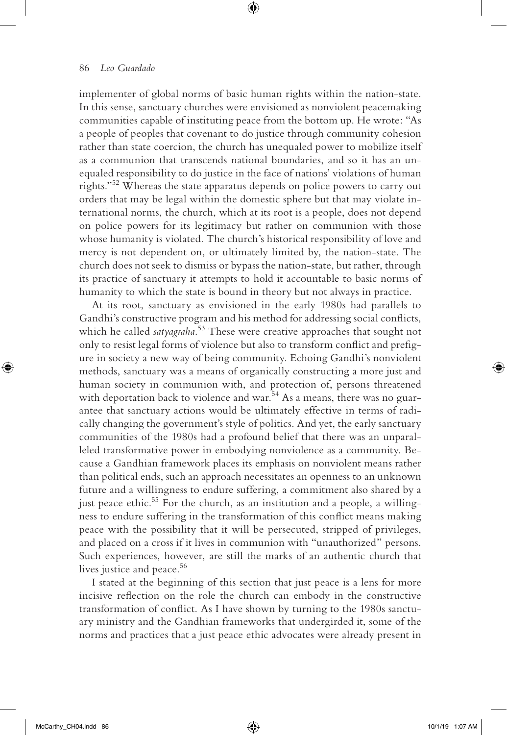implementer of global norms of basic human rights within the nation-state. In this sense, sanctuary churches were envisioned as nonviolent peacemaking communities capable of instituting peace from the bottom up. He wrote: "As a people of peoples that covenant to do justice through community cohesion rather than state coercion, the church has unequaled power to mobilize itself as a communion that transcends national boundaries, and so it has an unequaled responsibility to do justice in the face of nations' violations of human rights."[52] Whereas the state apparatus depends on police powers to carry out orders that may be legal within the domestic sphere but that may violate international norms, the church, which at its root is a people, does not depend on police powers for its legitimacy but rather on communion with those whose humanity is violated. The church's historical responsibility of love and mercy is not dependent on, or ultimately limited by, the nation-state. The church does not seek to dismiss or bypass the nation-state, but rather, through its practice of sanctuary it attempts to hold it accountable to basic norms of humanity to which the state is bound in theory but not always in practice.

At its root, sanctuary as envisioned in the early 1980s had parallels to Gandhi's constructive program and his method for addressing social conflicts, which he called *satyagraha*.[53] These were creative approaches that sought not only to resist legal forms of violence but also to transform conflict and prefigure in society a new way of being community. Echoing Gandhi's nonviolent methods, sanctuary was a means of organically constructing a more just and human society in communion with, and protection of, persons threatened with deportation back to violence and war.[54] As a means, there was no guarantee that sanctuary actions would be ultimately effective in terms of radically changing the government's style of politics. And yet, the early sanctuary communities of the 1980s had a profound belief that there was an unparalleled transformative power in embodying nonviolence as a community. Because a Gandhian framework places its emphasis on nonviolent means rather than political ends, such an approach necessitates an openness to an unknown future and a willingness to endure suffering, a commitment also shared by a just peace ethic.[55] For the church, as an institution and a people, a willingness to endure suffering in the transformation of this conflict means making peace with the possibility that it will be persecuted, stripped of privileges, and placed on a cross if it lives in communion with "unauthorized" persons. Such experiences, however, are still the marks of an authentic church that lives justice and peace.[56]

I stated at the beginning of this section that just peace is a lens for more incisive reflection on the role the church can embody in the constructive transformation of conflict. As I have shown by turning to the 1980s sanctuary ministry and the Gandhian frameworks that undergirded it, some of the norms and practices that a just peace ethic advocates were already present in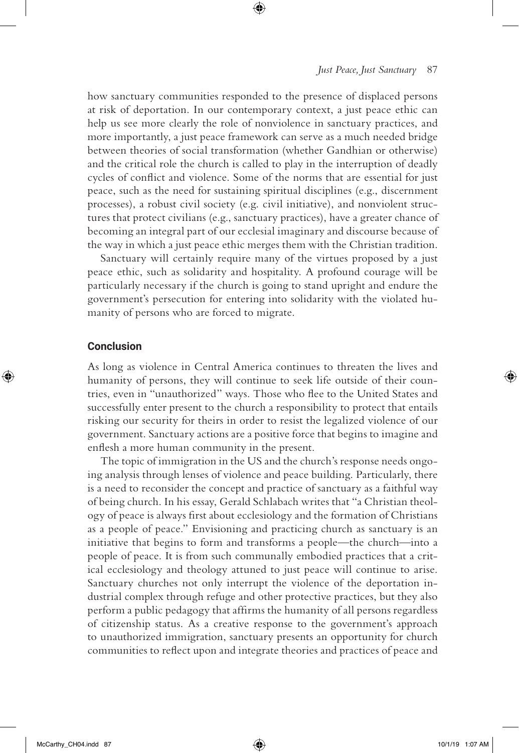how sanctuary communities responded to the presence of displaced persons at risk of deportation. In our contemporary context, a just peace ethic can help us see more clearly the role of nonviolence in sanctuary practices, and more importantly, a just peace framework can serve as a much needed bridge between theories of social transformation (whether Gandhian or otherwise) and the critical role the church is called to play in the interruption of deadly cycles of conflict and violence. Some of the norms that are essential for just peace, such as the need for sustaining spiritual disciplines (e.g., discernment processes), a robust civil society (e.g. civil initiative), and nonviolent structures that protect civilians (e.g., sanctuary practices), have a greater chance of becoming an integral part of our ecclesial imaginary and discourse because of the way in which a just peace ethic merges them with the Christian tradition.

Sanctuary will certainly require many of the virtues proposed by a just peace ethic, such as solidarity and hospitality. A profound courage will be particularly necessary if the church is going to stand upright and endure the government's persecution for entering into solidarity with the violated humanity of persons who are forced to migrate.

## Conclusion

As long as violence in Central America continues to threaten the lives and humanity of persons, they will continue to seek life outside of their countries, even in "unauthorized" ways. Those who flee to the United States and successfully enter present to the church a responsibility to protect that entails risking our security for theirs in order to resist the legalized violence of our government. Sanctuary actions are a positive force that begins to imagine and enflesh a more human community in the present.

The topic of immigration in the US and the church's response needs ongoing analysis through lenses of violence and peace building. Particularly, there is a need to reconsider the concept and practice of sanctuary as a faithful way of being church. In his essay, Gerald Schlabach writes that "a Christian theology of peace is always first about ecclesiology and the formation of Christians as a people of peace." Envisioning and practicing church as sanctuary is an initiative that begins to form and transforms a people—the church—into a people of peace. It is from such communally embodied practices that a critical ecclesiology and theology attuned to just peace will continue to arise. Sanctuary churches not only interrupt the violence of the deportation industrial complex through refuge and other protective practices, but they also perform a public pedagogy that affirms the humanity of all persons regardless of citizenship status. As a creative response to the government's approach to unauthorized immigration, sanctuary presents an opportunity for church communities to reflect upon and integrate theories and practices of peace and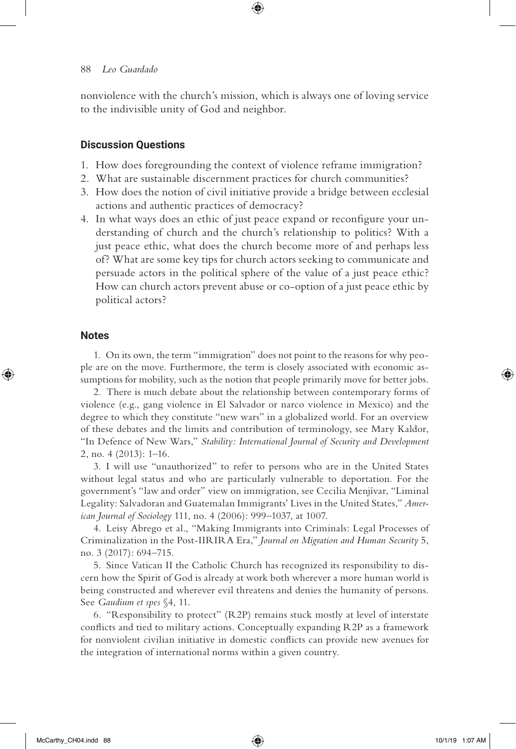nonviolence with the church's mission, which is always one of loving service to the indivisible unity of God and neighbor.

## Discussion Questions

1. How does foregrounding the context of violence reframe immigration?
2. What are sustainable discernment practices for church communities?
3. How does the notion of civil initiative provide a bridge between ecclesial actions and authentic practices of democracy?
4. In what ways does an ethic of just peace expand or reconfigure your understanding of church and the church's relationship to politics? With a just peace ethic, what does the church become more of and perhaps less of? What are some key tips for church actors seeking to communicate and persuade actors in the political sphere of the value of a just peace ethic? How can church actors prevent abuse or co-option of a just peace ethic by political actors?

## Notes

1. On its own, the term "immigration" does not point to the reasons for why people are on the move. Furthermore, the term is closely associated with economic assumptions for mobility, such as the notion that people primarily move for better jobs.

2. There is much debate about the relationship between contemporary forms of violence (e.g., gang violence in El Salvador or narco violence in Mexico) and the degree to which they constitute "new wars" in a globalized world. For an overview of these debates and the limits and contribution of terminology, see Mary Kaldor, "In Defence of New Wars," *Stability: International Journal of Security and Development* 2, no. 4 (2013): 1–16.

3. I will use "unauthorized" to refer to persons who are in the United States without legal status and who are particularly vulnerable to deportation. For the government's "law and order" view on immigration, see Cecilia Menjívar, "Liminal Legality: Salvadoran and Guatemalan Immigrants' Lives in the United States," *American Journal of Sociology* 111, no. 4 (2006): 999–1037, at 1007.

4. Leisy Abrego et al., "Making Immigrants into Criminals: Legal Processes of Criminalization in the Post-IIRIRA Era," *Journal on Migration and Human Security* 5, no. 3 (2017): 694–715.

5. Since Vatican II the Catholic Church has recognized its responsibility to discern how the Spirit of God is already at work both wherever a more human world is being constructed and wherever evil threatens and denies the humanity of persons. See *Gaudium et spes* §4, 11.

6. "Responsibility to protect" (R2P) remains stuck mostly at level of interstate conflicts and tied to military actions. Conceptually expanding R2P as a framework for nonviolent civilian initiative in domestic conflicts can provide new avenues for the integration of international norms within a given country.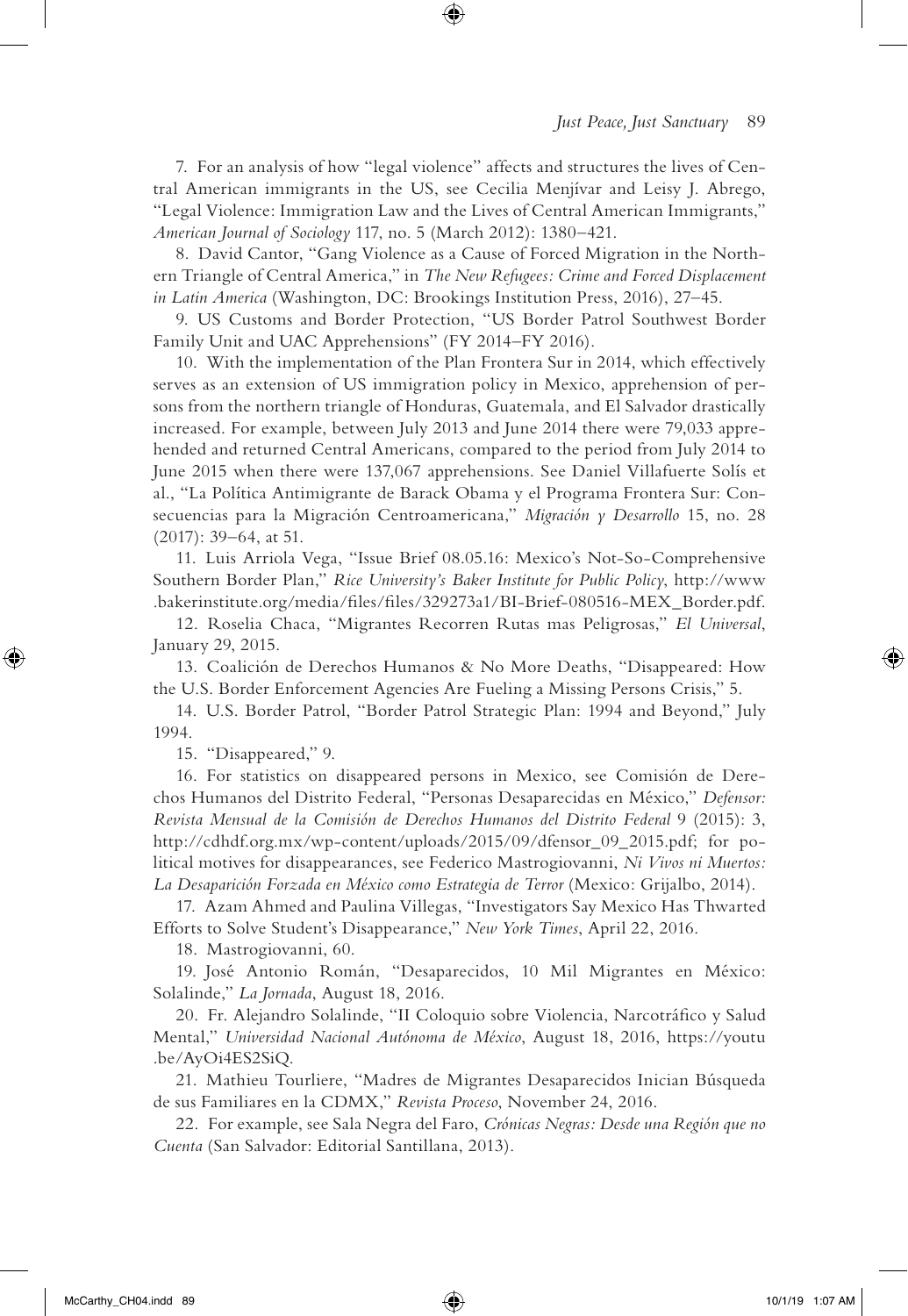7. For an analysis of how "legal violence" affects and structures the lives of Central American immigrants in the US, see Cecilia Menjívar and Leisy J. Abrego, "Legal Violence: Immigration Law and the Lives of Central American Immigrants," *American Journal of Sociology* 117, no. 5 (March 2012): 1380–421.

8. David Cantor, "Gang Violence as a Cause of Forced Migration in the Northern Triangle of Central America," in *The New Refugees: Crime and Forced Displacement in Latin America* (Washington, DC: Brookings Institution Press, 2016), 27–45.

9. US Customs and Border Protection, "US Border Patrol Southwest Border Family Unit and UAC Apprehensions" (FY 2014–FY 2016).

10. With the implementation of the Plan Frontera Sur in 2014, which effectively serves as an extension of US immigration policy in Mexico, apprehension of persons from the northern triangle of Honduras, Guatemala, and El Salvador drastically increased. For example, between July 2013 and June 2014 there were 79,033 apprehended and returned Central Americans, compared to the period from July 2014 to June 2015 when there were 137,067 apprehensions. See Daniel Villafuerte Solís et al., "La Política Antimigrante de Barack Obama y el Programa Frontera Sur: Consecuencias para la Migración Centroamericana," *Migración y Desarrollo* 15, no. 28 (2017): 39–64, at 51.

11. Luis Arriola Vega, "Issue Brief 08.05.16: Mexico's Not-So-Comprehensive Southern Border Plan," *Rice University's Baker Institute for Public Policy*, http://www.bakerinstitute.org/media/files/files/329273a1/BI-Brief-080516-MEX_Border.pdf.

12. Roselia Chaca, "Migrantes Recorren Rutas mas Peligrosas," *El Universal*, January 29, 2015.

13. Coalición de Derechos Humanos & No More Deaths, "Disappeared: How the U.S. Border Enforcement Agencies Are Fueling a Missing Persons Crisis," 5.

14. U.S. Border Patrol, "Border Patrol Strategic Plan: 1994 and Beyond," July 1994.

15. "Disappeared," 9.

16. For statistics on disappeared persons in Mexico, see Comisión de Derechos Humanos del Distrito Federal, "Personas Desaparecidas en México," *Defensor: Revista Mensual de la Comisión de Derechos Humanos del Distrito Federal* 9 (2015): 3, http://cdhdf.org.mx/wp-content/uploads/2015/09/dfensor_09_2015.pdf; for political motives for disappearances, see Federico Mastrogiovanni, *Ni Vivos ni Muertos: La Desaparición Forzada en México como Estrategia de Terror* (Mexico: Grijalbo, 2014).

17. Azam Ahmed and Paulina Villegas, "Investigators Say Mexico Has Thwarted Efforts to Solve Student's Disappearance," *New York Times*, April 22, 2016.

18. Mastrogiovanni, 60.

19. José Antonio Román, "Desaparecidos, 10 Mil Migrantes en México: Solalinde," *La Jornada*, August 18, 2016.

20. Fr. Alejandro Solalinde, "II Coloquio sobre Violencia, Narcotráfico y Salud Mental," *Universidad Nacional Autónoma de México*, August 18, 2016, https://youtu.be/AyOi4ES2SiQ.

21. Mathieu Tourliere, "Madres de Migrantes Desaparecidos Inician Búsqueda de sus Familiares en la CDMX," *Revista Proceso*, November 24, 2016.

22. For example, see Sala Negra del Faro, *Crónicas Negras: Desde una Región que no Cuenta* (San Salvador: Editorial Santillana, 2013).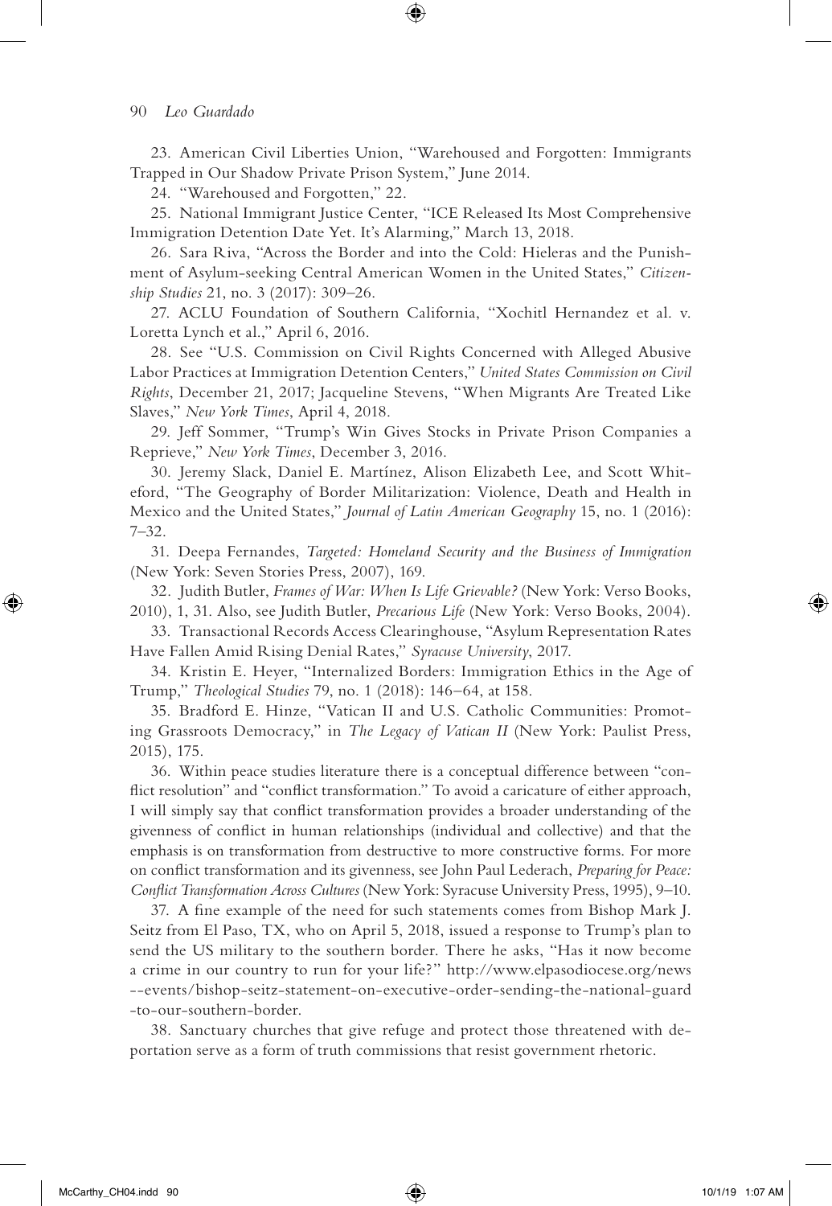23. American Civil Liberties Union, "Warehoused and Forgotten: Immigrants Trapped in Our Shadow Private Prison System," June 2014.

24. "Warehoused and Forgotten," 22.

25. National Immigrant Justice Center, "ICE Released Its Most Comprehensive Immigration Detention Date Yet. It's Alarming," March 13, 2018.

26. Sara Riva, "Across the Border and into the Cold: Hieleras and the Punishment of Asylum-seeking Central American Women in the United States," *Citizenship Studies* 21, no. 3 (2017): 309–26.

27. ACLU Foundation of Southern California, "Xochitl Hernandez et al. v. Loretta Lynch et al.," April 6, 2016.

28. See "U.S. Commission on Civil Rights Concerned with Alleged Abusive Labor Practices at Immigration Detention Centers," *United States Commission on Civil Rights*, December 21, 2017; Jacqueline Stevens, "When Migrants Are Treated Like Slaves," *New York Times*, April 4, 2018.

29. Jeff Sommer, "Trump's Win Gives Stocks in Private Prison Companies a Reprieve," *New York Times*, December 3, 2016.

30. Jeremy Slack, Daniel E. Martínez, Alison Elizabeth Lee, and Scott Whiteford, "The Geography of Border Militarization: Violence, Death and Health in Mexico and the United States," *Journal of Latin American Geography* 15, no. 1 (2016): 7–32.

31. Deepa Fernandes, *Targeted: Homeland Security and the Business of Immigration* (New York: Seven Stories Press, 2007), 169.

32. Judith Butler, *Frames of War: When Is Life Grievable?* (New York: Verso Books, 2010), 1, 31. Also, see Judith Butler, *Precarious Life* (New York: Verso Books, 2004).

33. Transactional Records Access Clearinghouse, "Asylum Representation Rates Have Fallen Amid Rising Denial Rates," *Syracuse University*, 2017.

34. Kristin E. Heyer, "Internalized Borders: Immigration Ethics in the Age of Trump," *Theological Studies* 79, no. 1 (2018): 146–64, at 158.

35. Bradford E. Hinze, "Vatican II and U.S. Catholic Communities: Promoting Grassroots Democracy," in *The Legacy of Vatican II* (New York: Paulist Press, 2015), 175.

36. Within peace studies literature there is a conceptual difference between "conflict resolution" and "conflict transformation." To avoid a caricature of either approach, I will simply say that conflict transformation provides a broader understanding of the givenness of conflict in human relationships (individual and collective) and that the emphasis is on transformation from destructive to more constructive forms. For more on conflict transformation and its givenness, see John Paul Lederach, *Preparing for Peace: Conflict Transformation Across Cultures* (New York: Syracuse University Press, 1995), 9–10.

37. A fine example of the need for such statements comes from Bishop Mark J. Seitz from El Paso, TX, who on April 5, 2018, issued a response to Trump's plan to send the US military to the southern border. There he asks, "Has it now become a crime in our country to run for your life?" http://www.elpasodiocese.org/news--events/bishop-seitz-statement-on-executive-order-sending-the-national-guard-to-our-southern-border.

38. Sanctuary churches that give refuge and protect those threatened with deportation serve as a form of truth commissions that resist government rhetoric.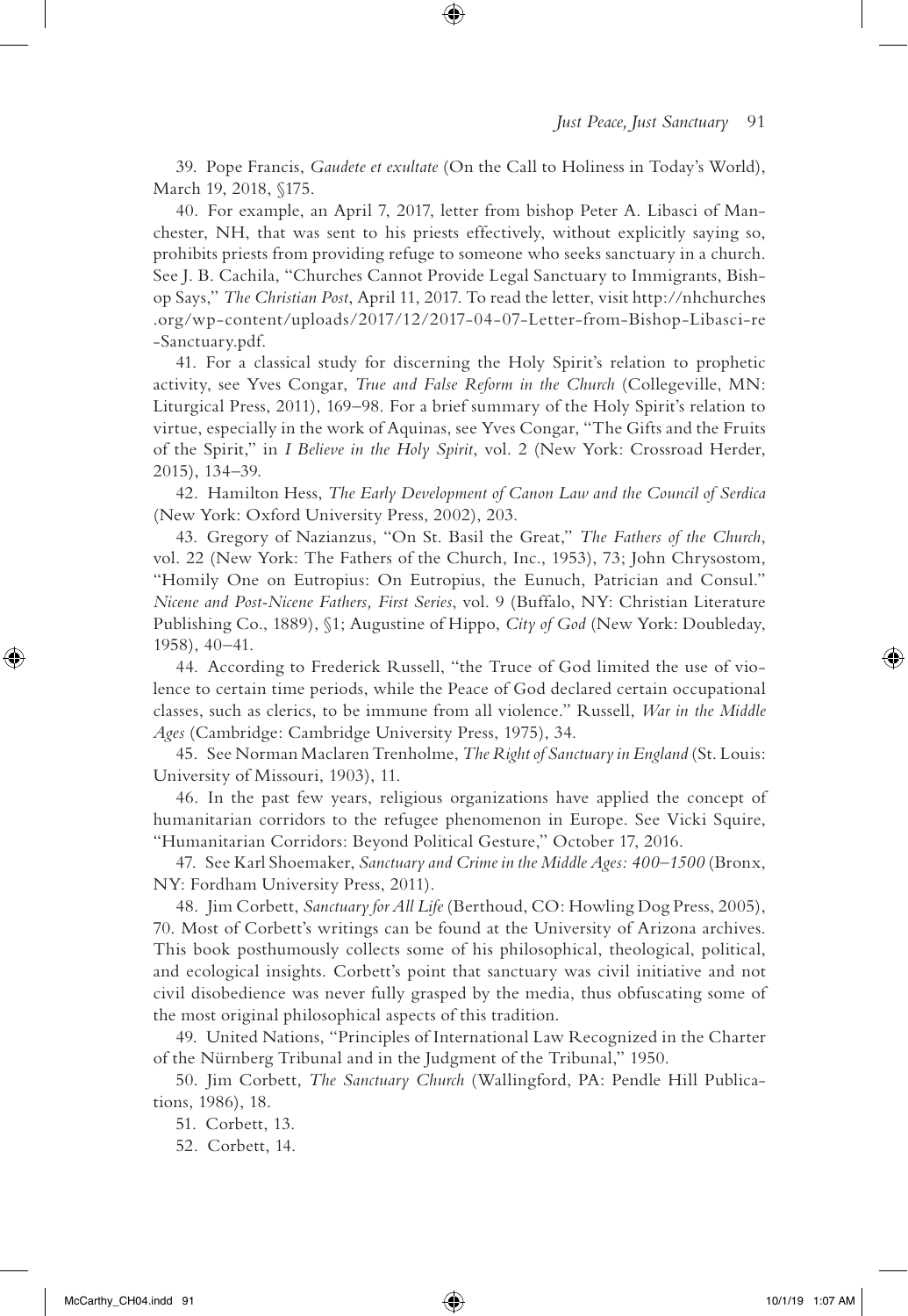39. Pope Francis, *Gaudete et exultate* (On the Call to Holiness in Today's World), March 19, 2018, §175.

40. For example, an April 7, 2017, letter from bishop Peter A. Libasci of Manchester, NH, that was sent to his priests effectively, without explicitly saying so, prohibits priests from providing refuge to someone who seeks sanctuary in a church. See J. B. Cachila, "Churches Cannot Provide Legal Sanctuary to Immigrants, Bishop Says," *The Christian Post*, April 11, 2017. To read the letter, visit http://nhchurches.org/wp-content/uploads/2017/12/2017-04-07-Letter-from-Bishop-Libasci-re-Sanctuary.pdf.

41. For a classical study for discerning the Holy Spirit's relation to prophetic activity, see Yves Congar, *True and False Reform in the Church* (Collegeville, MN: Liturgical Press, 2011), 169–98. For a brief summary of the Holy Spirit's relation to virtue, especially in the work of Aquinas, see Yves Congar, "The Gifts and the Fruits of the Spirit," in *I Believe in the Holy Spirit*, vol. 2 (New York: Crossroad Herder, 2015), 134–39.

42. Hamilton Hess, *The Early Development of Canon Law and the Council of Serdica* (New York: Oxford University Press, 2002), 203.

43. Gregory of Nazianzus, "On St. Basil the Great," *The Fathers of the Church*, vol. 22 (New York: The Fathers of the Church, Inc., 1953), 73; John Chrysostom, "Homily One on Eutropius: On Eutropius, the Eunuch, Patrician and Consul." *Nicene and Post-Nicene Fathers, First Series*, vol. 9 (Buffalo, NY: Christian Literature Publishing Co., 1889), §1; Augustine of Hippo, *City of God* (New York: Doubleday, 1958), 40–41.

44. According to Frederick Russell, "the Truce of God limited the use of violence to certain time periods, while the Peace of God declared certain occupational classes, such as clerics, to be immune from all violence." Russell, *War in the Middle Ages* (Cambridge: Cambridge University Press, 1975), 34.

45. See Norman Maclaren Trenholme, *The Right of Sanctuary in England* (St. Louis: University of Missouri, 1903), 11.

46. In the past few years, religious organizations have applied the concept of humanitarian corridors to the refugee phenomenon in Europe. See Vicki Squire, "Humanitarian Corridors: Beyond Political Gesture," October 17, 2016.

47. See Karl Shoemaker, *Sanctuary and Crime in the Middle Ages: 400–1500* (Bronx, NY: Fordham University Press, 2011).

48. Jim Corbett, *Sanctuary for All Life* (Berthoud, CO: Howling Dog Press, 2005), 70. Most of Corbett's writings can be found at the University of Arizona archives. This book posthumously collects some of his philosophical, theological, political, and ecological insights. Corbett's point that sanctuary was civil initiative and not civil disobedience was never fully grasped by the media, thus obfuscating some of the most original philosophical aspects of this tradition.

49. United Nations, "Principles of International Law Recognized in the Charter of the Nürnberg Tribunal and in the Judgment of the Tribunal," 1950.

50. Jim Corbett, *The Sanctuary Church* (Wallingford, PA: Pendle Hill Publications, 1986), 18.

51. Corbett, 13.

52. Corbett, 14.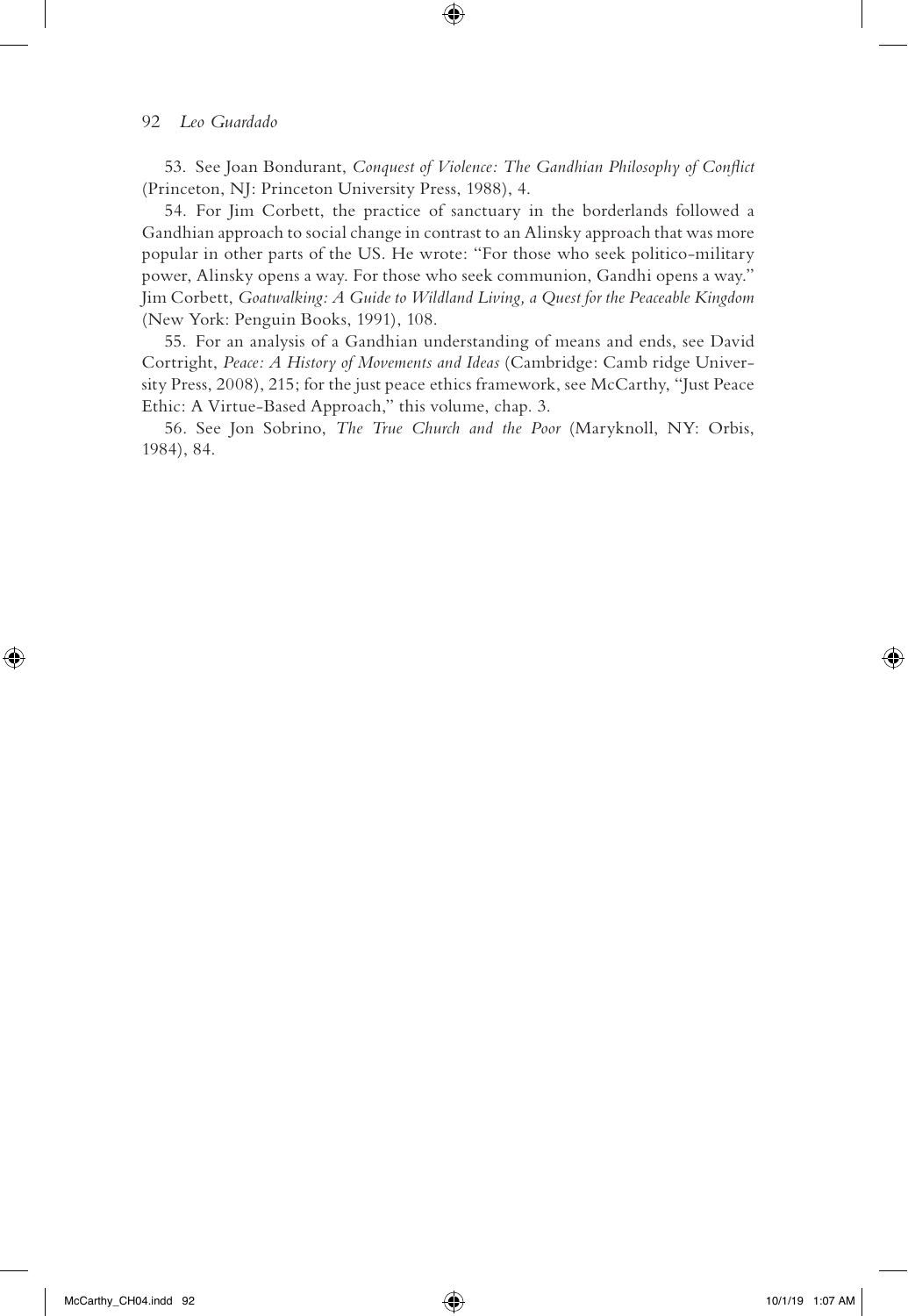53. See Joan Bondurant, *Conquest of Violence: The Gandhian Philosophy of Conflict* (Princeton, NJ: Princeton University Press, 1988), 4.

54. For Jim Corbett, the practice of sanctuary in the borderlands followed a Gandhian approach to social change in contrast to an Alinsky approach that was more popular in other parts of the US. He wrote: "For those who seek politico-military power, Alinsky opens a way. For those who seek communion, Gandhi opens a way." Jim Corbett, *Goatwalking: A Guide to Wildland Living, a Quest for the Peaceable Kingdom* (New York: Penguin Books, 1991), 108.

55. For an analysis of a Gandhian understanding of means and ends, see David Cortright, *Peace: A History of Movements and Ideas* (Cambridge: Camb ridge University Press, 2008), 215; for the just peace ethics framework, see McCarthy, "Just Peace Ethic: A Virtue-Based Approach," this volume, chap. 3.

56. See Jon Sobrino, *The True Church and the Poor* (Maryknoll, NY: Orbis, 1984), 84.